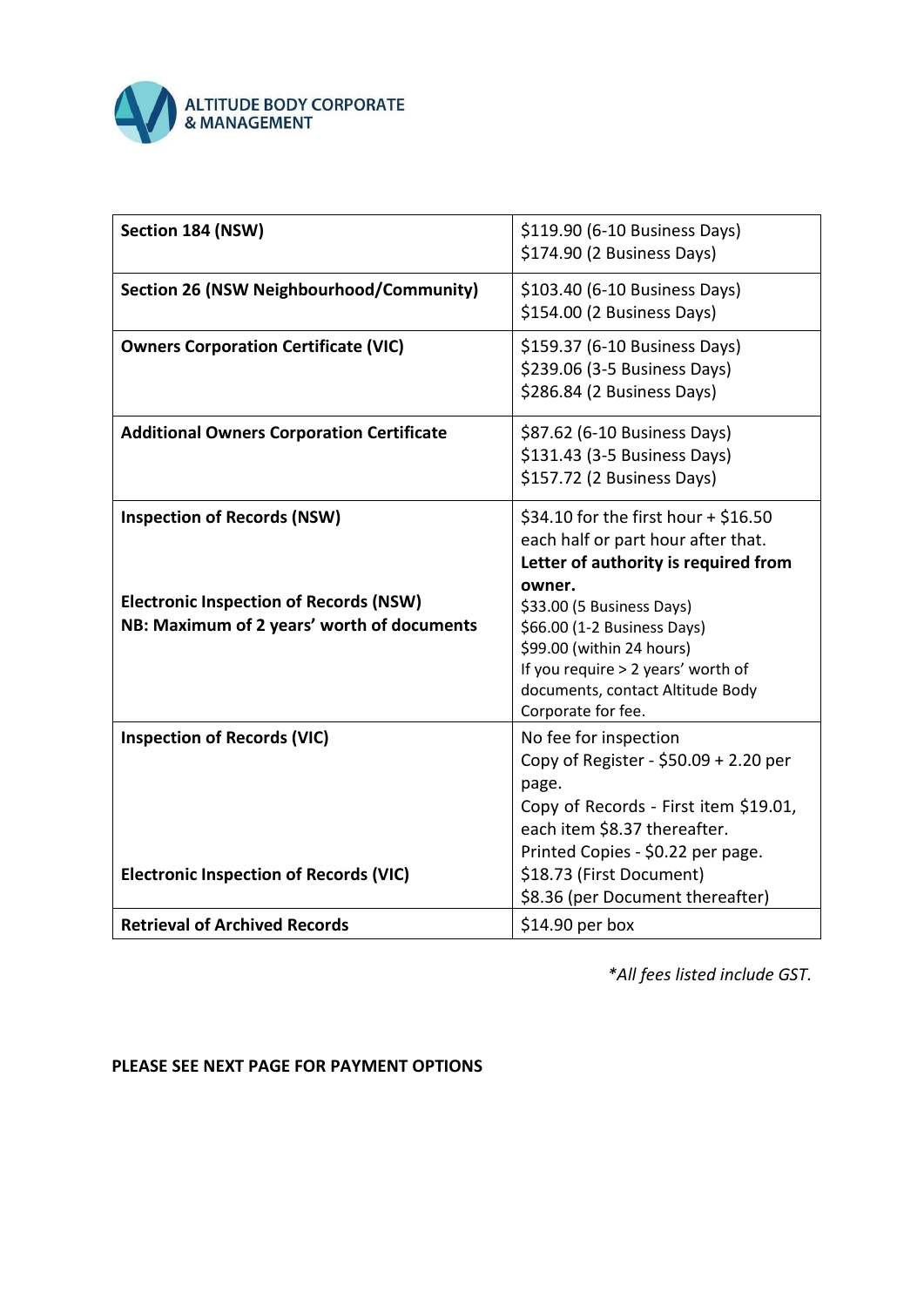ALTITUDE BODY CORPORATE & MANAGEMENT

| | |
|---|---|
| **Section 184 (NSW)** | $119.90 (6-10 Business Days)<br>$174.90 (2 Business Days) |
| **Section 26 (NSW Neighbourhood/Community)** | $103.40 (6-10 Business Days)<br>$154.00 (2 Business Days) |
| **Owners Corporation Certificate (VIC)** | $159.37 (6-10 Business Days)<br>$239.06 (3-5 Business Days)<br>$286.84 (2 Business Days) |
| **Additional Owners Corporation Certificate** | $87.62 (6-10 Business Days)<br>$131.43 (3-5 Business Days)<br>$157.72 (2 Business Days) |
| **Inspection of Records (NSW)**<br><br>**Electronic Inspection of Records (NSW)**<br>**NB: Maximum of 2 years' worth of documents** | $34.10 for the first hour + $16.50 each half or part hour after that.<br>**Letter of authority is required from owner.**<br>$33.00 (5 Business Days)<br>$66.00 (1-2 Business Days)<br>$99.00 (within 24 hours)<br>If you require > 2 years' worth of documents, contact Altitude Body Corporate for fee. |
| **Inspection of Records (VIC)**<br><br>**Electronic Inspection of Records (VIC)** | No fee for inspection<br>Copy of Register - $50.09 + 2.20 per page.<br>Copy of Records - First item $19.01, each item $8.37 thereafter.<br>Printed Copies - $0.22 per page.<br>$18.73 (First Document)<br>$8.36 (per Document thereafter) |
| **Retrieval of Archived Records** | $14.90 per box |

*\*All fees listed include GST.*

**PLEASE SEE NEXT PAGE FOR PAYMENT OPTIONS**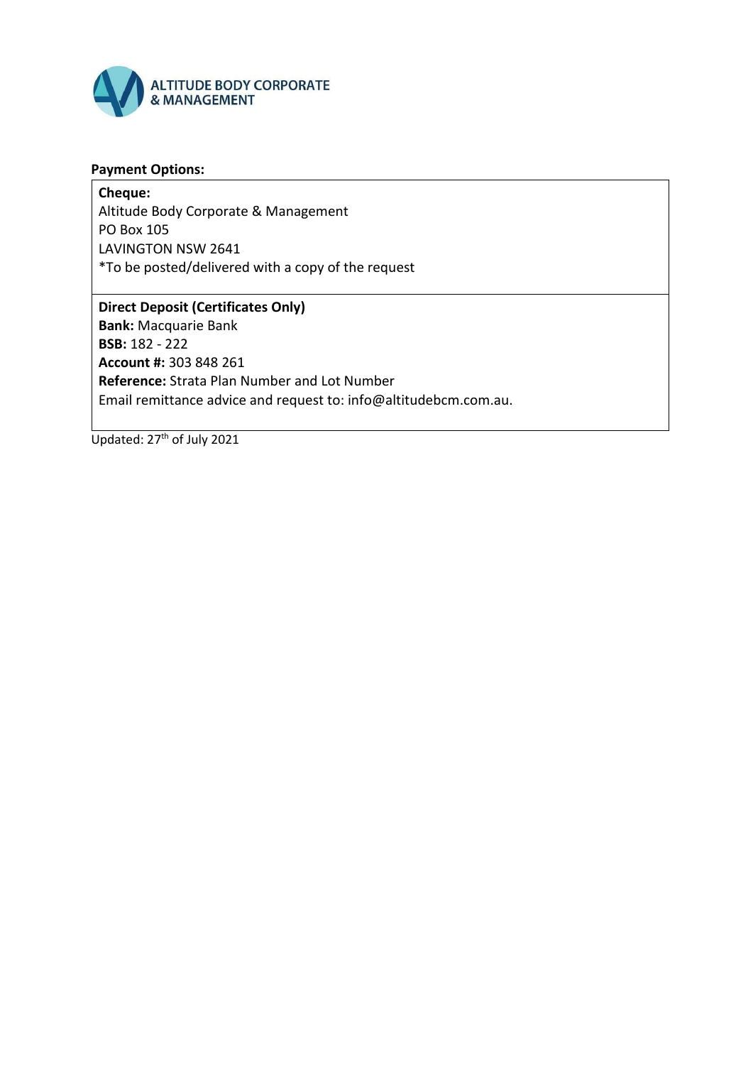ALTITUDE BODY CORPORATE
& MANAGEMENT

**Payment Options:**

**Cheque:**
Altitude Body Corporate & Management
PO Box 105
LAVINGTON NSW 2641
*To be posted/delivered with a copy of the request

**Direct Deposit (Certificates Only)**
**Bank:** Macquarie Bank
**BSB:** 182 - 222
**Account #:** 303 848 261
**Reference:** Strata Plan Number and Lot Number
Email remittance advice and request to: info@altitudebcm.com.au.

Updated: 27th of July 2021